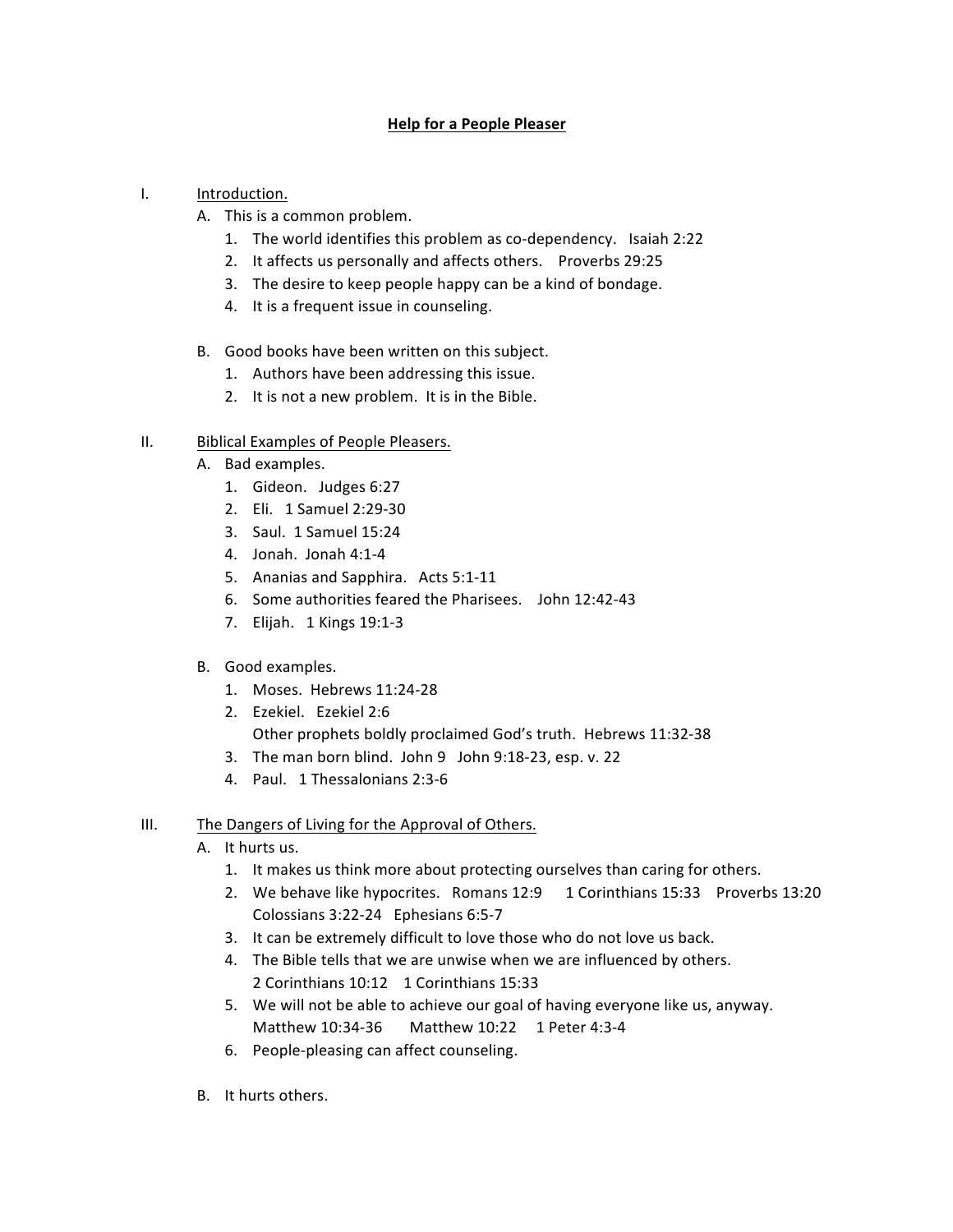# Help for a People Pleaser

I. Introduction.

A. This is a common problem.

1. The world identifies this problem as co-dependency. Isaiah 2:22
2. It affects us personally and affects others. Proverbs 29:25
3. The desire to keep people happy can be a kind of bondage.
4. It is a frequent issue in counseling.

B. Good books have been written on this subject.

1. Authors have been addressing this issue.
2. It is not a new problem. It is in the Bible.

II. Biblical Examples of People Pleasers.

A. Bad examples.

1. Gideon. Judges 6:27
2. Eli. 1 Samuel 2:29-30
3. Saul. 1 Samuel 15:24
4. Jonah. Jonah 4:1-4
5. Ananias and Sapphira. Acts 5:1-11
6. Some authorities feared the Pharisees. John 12:42-43
7. Elijah. 1 Kings 19:1-3

B. Good examples.

1. Moses. Hebrews 11:24-28
2. Ezekiel. Ezekiel 2:6
   Other prophets boldly proclaimed God's truth. Hebrews 11:32-38
3. The man born blind. John 9 John 9:18-23, esp. v. 22
4. Paul. 1 Thessalonians 2:3-6

III. The Dangers of Living for the Approval of Others.

A. It hurts us.

1. It makes us think more about protecting ourselves than caring for others.
2. We behave like hypocrites. Romans 12:9 1 Corinthians 15:33 Proverbs 13:20
   Colossians 3:22-24 Ephesians 6:5-7
3. It can be extremely difficult to love those who do not love us back.
4. The Bible tells that we are unwise when we are influenced by others.
   2 Corinthians 10:12 1 Corinthians 15:33
5. We will not be able to achieve our goal of having everyone like us, anyway.
   Matthew 10:34-36 Matthew 10:22 1 Peter 4:3-4
6. People-pleasing can affect counseling.

B. It hurts others.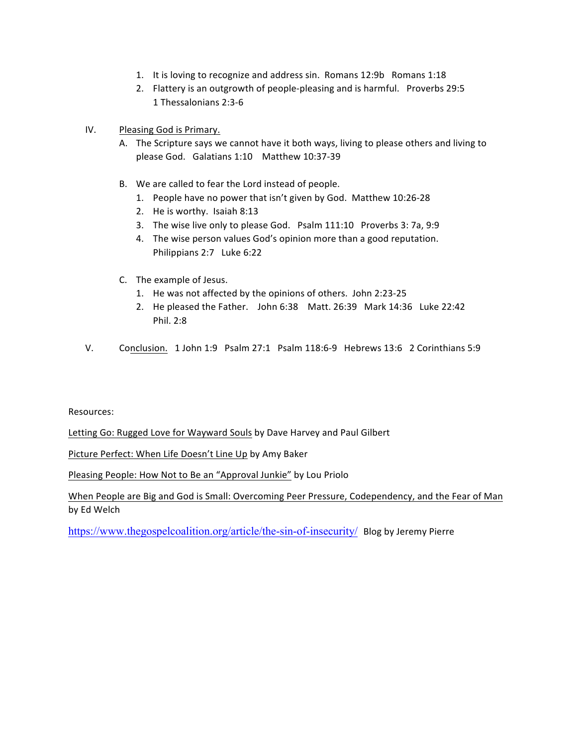1. It is loving to recognize and address sin. Romans 12:9b   Romans 1:18
2. Flattery is an outgrowth of people-pleasing and is harmful. Proverbs 29:5   1 Thessalonians 2:3-6

IV. Pleasing God is Primary.

A. The Scripture says we cannot have it both ways, living to please others and living to please God. Galatians 1:10   Matthew 10:37-39

B. We are called to fear the Lord instead of people.
1. People have no power that isn't given by God. Matthew 10:26-28
2. He is worthy. Isaiah 8:13
3. The wise live only to please God. Psalm 111:10   Proverbs 3: 7a, 9:9
4. The wise person values God's opinion more than a good reputation. Philippians 2:7   Luke 6:22

C. The example of Jesus.
1. He was not affected by the opinions of others. John 2:23-25
2. He pleased the Father. John 6:38   Matt. 26:39   Mark 14:36   Luke 22:42   Phil. 2:8

V. Conclusion. 1 John 1:9   Psalm 27:1   Psalm 118:6-9   Hebrews 13:6   2 Corinthians 5:9

Resources:

Letting Go: Rugged Love for Wayward Souls by Dave Harvey and Paul Gilbert

Picture Perfect: When Life Doesn't Line Up by Amy Baker

Pleasing People: How Not to Be an "Approval Junkie" by Lou Priolo

When People are Big and God is Small: Overcoming Peer Pressure, Codependency, and the Fear of Man by Ed Welch

https://www.thegospelcoalition.org/article/the-sin-of-insecurity/ Blog by Jeremy Pierre